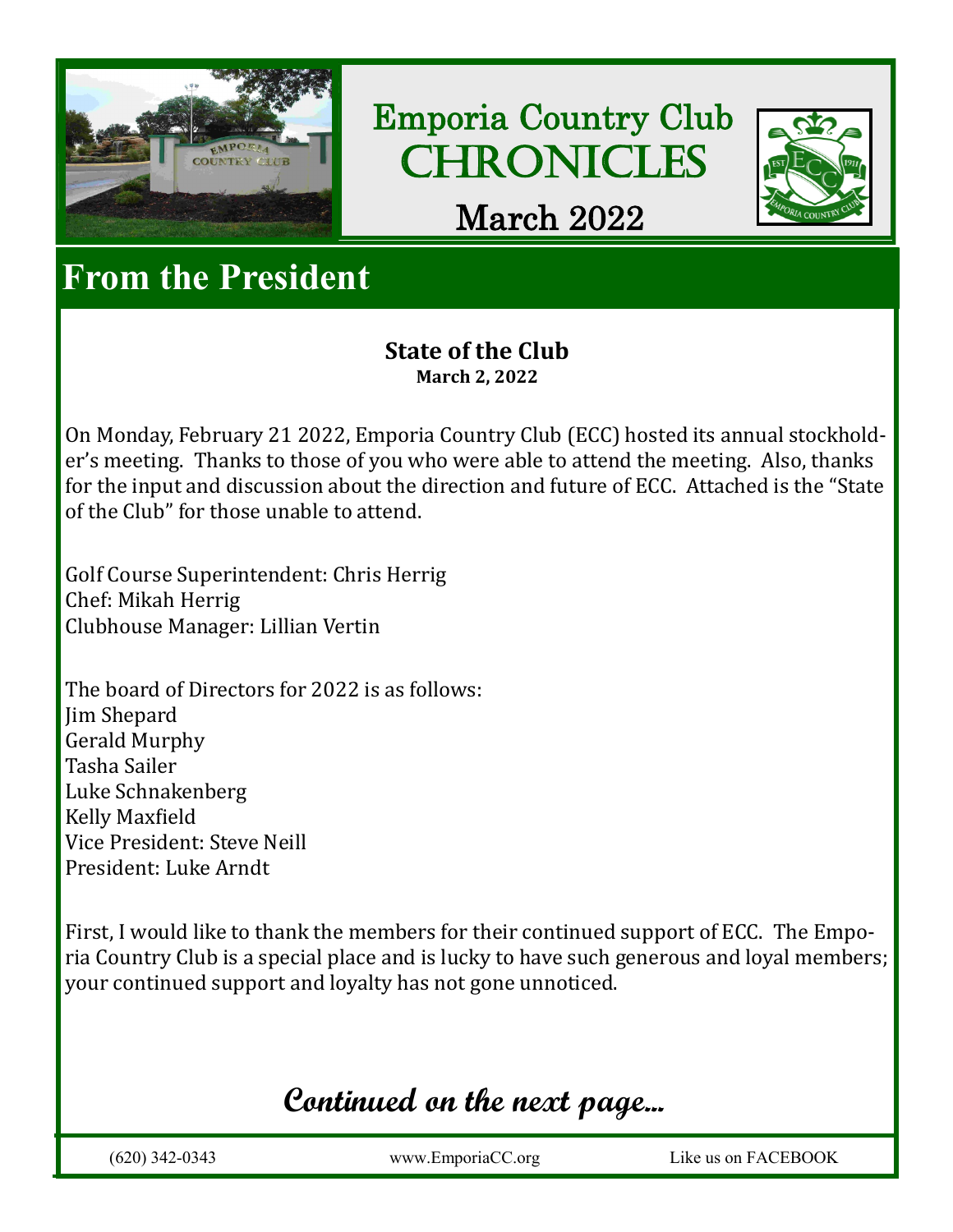# Emporia Country Club CHRONICLES

## March 2022

## From the President

### State of the Club

**March 2, 2022**

On Monday, February 21 2022, Emporia Country Club (ECC) hosted its annual stockholder's meeting. Thanks to those of you who were able to attend the meeting. Also, thanks for the input and discussion about the direction and future of ECC. Attached is the "State of the Club" for those unable to attend.

Golf Course Superintendent: Chris Herrig
Chef: Mikah Herrig
Clubhouse Manager: Lillian Vertin

The board of Directors for 2022 is as follows:
Jim Shepard
Gerald Murphy
Tasha Sailer
Luke Schnakenberg
Kelly Maxfield
Vice President: Steve Neill
President: Luke Arndt

First, I would like to thank the members for their continued support of ECC. The Emporia Country Club is a special place and is lucky to have such generous and loyal members; your continued support and loyalty has not gone unnoticed.

***Continued on the next page...***

(620) 342-0343 www.EmporiaCC.org Like us on FACEBOOK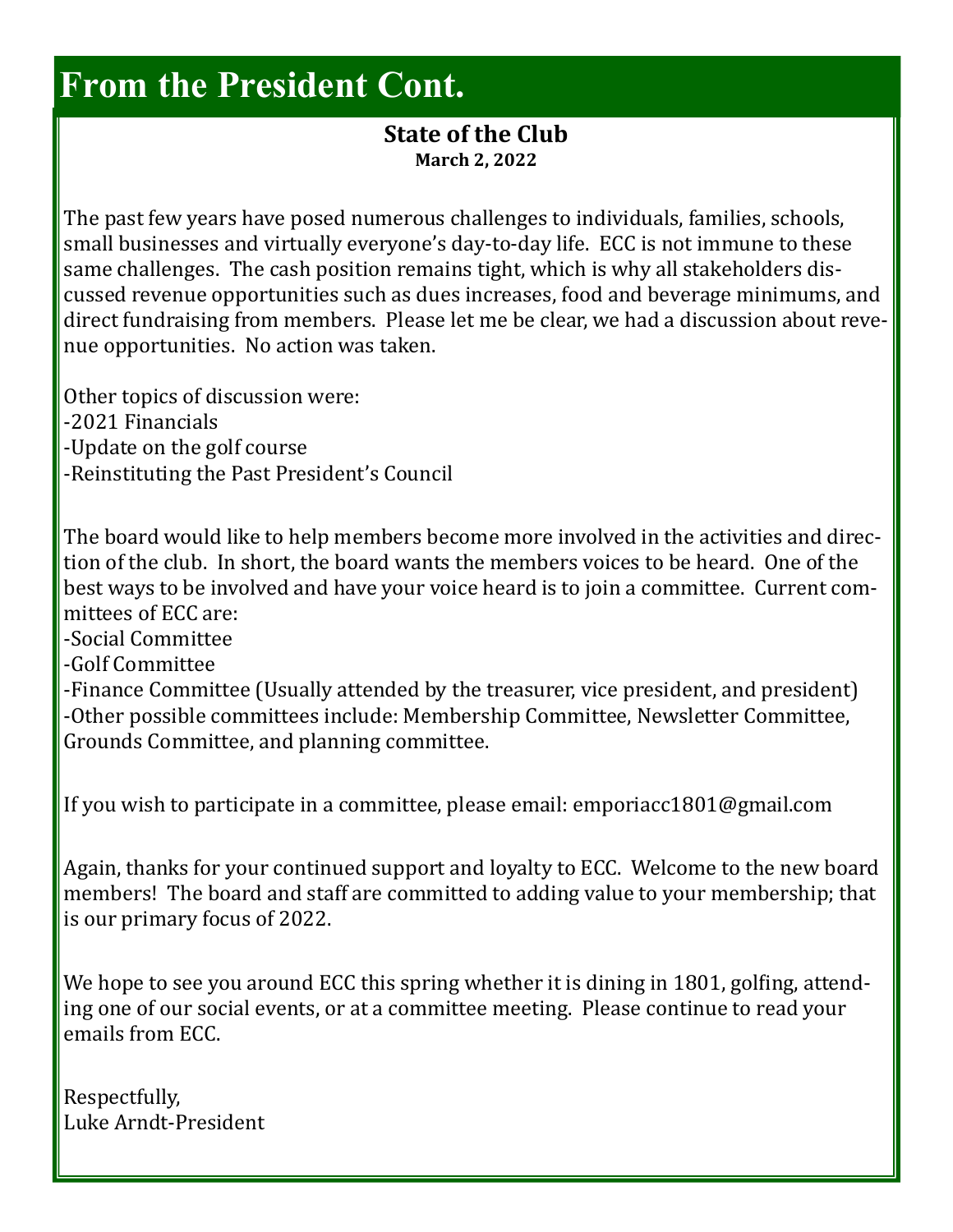# From the President Cont.

## State of the Club

**March 2, 2022**

The past few years have posed numerous challenges to individuals, families, schools, small businesses and virtually everyone's day-to-day life. ECC is not immune to these same challenges. The cash position remains tight, which is why all stakeholders discussed revenue opportunities such as dues increases, food and beverage minimums, and direct fundraising from members. Please let me be clear, we had a discussion about revenue opportunities. No action was taken.

Other topics of discussion were:
-2021 Financials
-Update on the golf course
-Reinstituting the Past President's Council

The board would like to help members become more involved in the activities and direction of the club. In short, the board wants the members voices to be heard. One of the best ways to be involved and have your voice heard is to join a committee. Current committees of ECC are:
-Social Committee
-Golf Committee
-Finance Committee (Usually attended by the treasurer, vice president, and president)
-Other possible committees include: Membership Committee, Newsletter Committee, Grounds Committee, and planning committee.

If you wish to participate in a committee, please email: emporiacc1801@gmail.com

Again, thanks for your continued support and loyalty to ECC. Welcome to the new board members! The board and staff are committed to adding value to your membership; that is our primary focus of 2022.

We hope to see you around ECC this spring whether it is dining in 1801, golfing, attending one of our social events, or at a committee meeting. Please continue to read your emails from ECC.

Respectfully,
Luke Arndt-President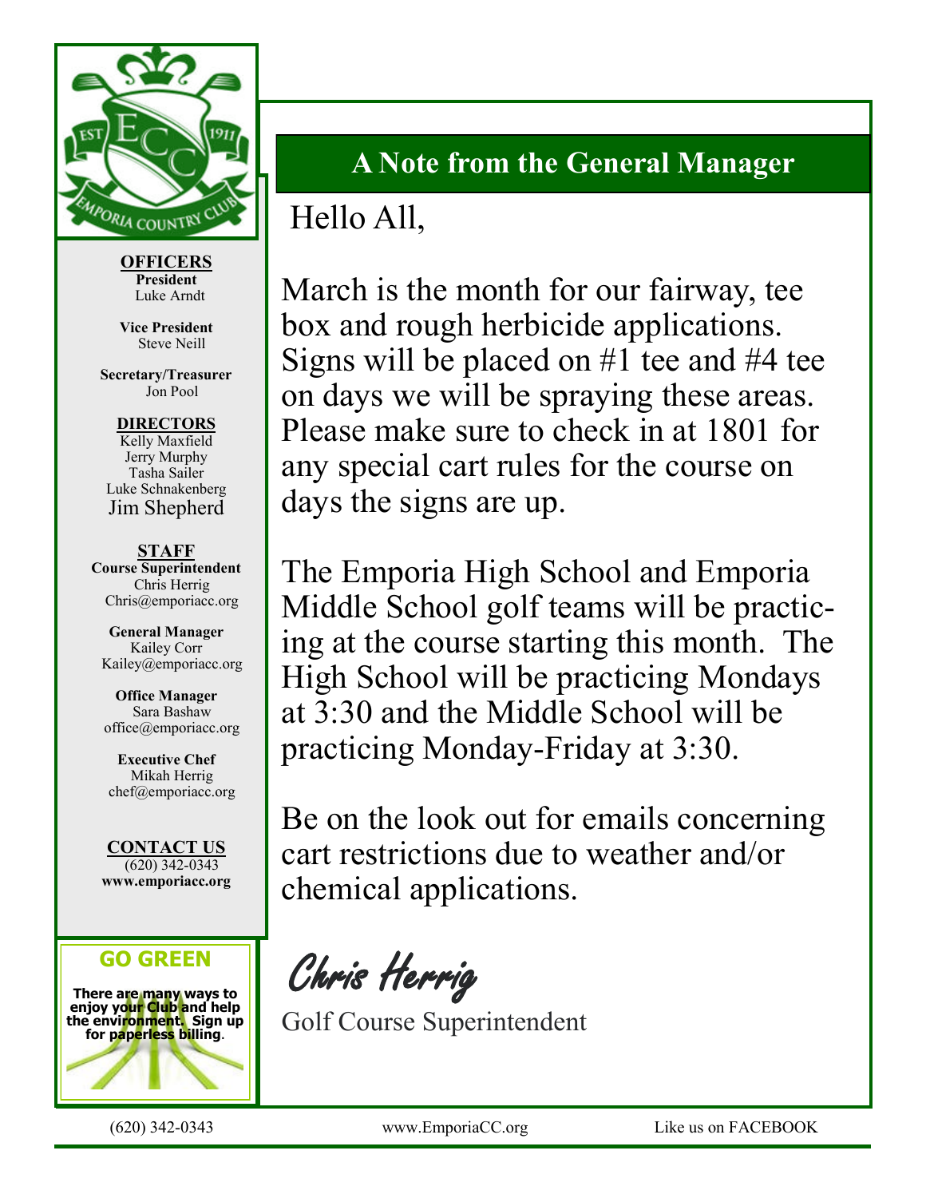**OFFICERS**

**President**
Luke Arndt

**Vice President**
Steve Neill

**Secretary/Treasurer**
Jon Pool

**DIRECTORS**
Kelly Maxfield
Jerry Murphy
Tasha Sailer
Luke Schnakenberg
Jim Shepherd

**STAFF**

**Course Superintendent**
Chris Herrig
Chris@emporiacc.org

**General Manager**
Kailey Corr
Kailey@emporiacc.org

**Office Manager**
Sara Bashaw
office@emporiacc.org

**Executive Chef**
Mikah Herrig
chef@emporiacc.org

**CONTACT US**
(620) 342-0343
**www.emporiacc.org**

**GO GREEN**

**There are many ways to enjoy your Club and help the environment. Sign up for paperless billing.**

## A Note from the General Manager

Hello All,

March is the month for our fairway, tee box and rough herbicide applications. Signs will be placed on #1 tee and #4 tee on days we will be spraying these areas. Please make sure to check in at 1801 for any special cart rules for the course on days the signs are up.

The Emporia High School and Emporia Middle School golf teams will be practicing at the course starting this month. The High School will be practicing Mondays at 3:30 and the Middle School will be practicing Monday-Friday at 3:30.

Be on the look out for emails concerning cart restrictions due to weather and/or chemical applications.

*Chris Herrig*

Golf Course Superintendent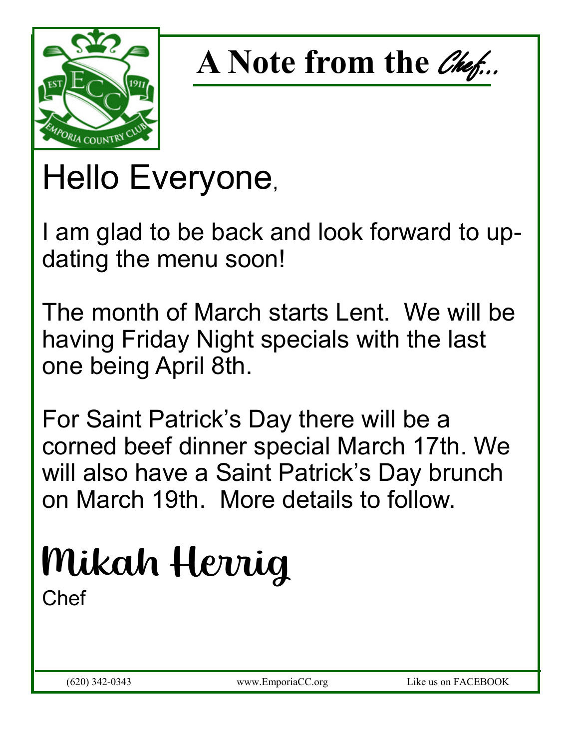# A Note from the Chef...

Hello Everyone,

I am glad to be back and look forward to up-dating the menu soon!

The month of March starts Lent. We will be having Friday Night specials with the last one being April 8th.

For Saint Patrick's Day there will be a corned beef dinner special March 17th. We will also have a Saint Patrick's Day brunch on March 19th. More details to follow.

Mikah Herrig

Chef

(620) 342-0343 www.EmporiaCC.org Like us on FACEBOOK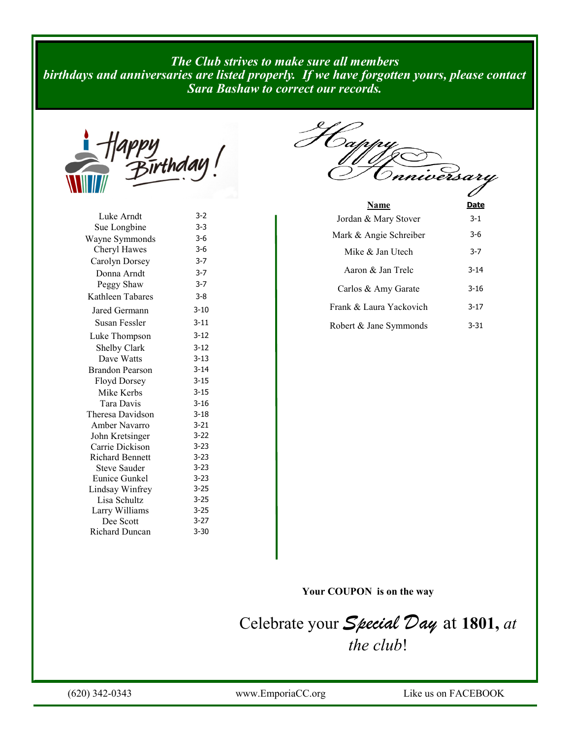***The Club strives to make sure all members birthdays and anniversaries are listed properly. If we have forgotten yours, please contact Sara Bashaw to correct our records.***

## Happy Birthday!

| | |
|---|---|
| Luke Arndt | 3-2 |
| Sue Longbine | 3-3 |
| Wayne Symmonds | 3-6 |
| Cheryl Hawes | 3-6 |
| Carolyn Dorsey | 3-7 |
| Donna Arndt | 3-7 |
| Peggy Shaw | 3-7 |
| Kathleen Tabares | 3-8 |
| Jared Germann | 3-10 |
| Susan Fessler | 3-11 |
| Luke Thompson | 3-12 |
| Shelby Clark | 3-12 |
| Dave Watts | 3-13 |
| Brandon Pearson | 3-14 |
| Floyd Dorsey | 3-15 |
| Mike Kerbs | 3-15 |
| Tara Davis | 3-16 |
| Theresa Davidson | 3-18 |
| Amber Navarro | 3-21 |
| John Kretsinger | 3-22 |
| Carrie Dickison | 3-23 |
| Richard Bennett | 3-23 |
| Steve Sauder | 3-23 |
| Eunice Gunkel | 3-23 |
| Lindsay Winfrey | 3-25 |
| Lisa Schultz | 3-25 |
| Larry Williams | 3-25 |
| Dee Scott | 3-27 |
| Richard Duncan | 3-30 |

## Happy Anniversary

| Name | Date |
|---|---|
| Jordan & Mary Stover | 3-1 |
| Mark & Angie Schreiber | 3-6 |
| Mike & Jan Utech | 3-7 |
| Aaron & Jan Trelc | 3-14 |
| Carlos & Amy Garate | 3-16 |
| Frank & Laura Yackovich | 3-17 |
| Robert & Jane Symmonds | 3-31 |

**Your COUPON is on the way**

Celebrate your *Special Day* at **1801,** *at the club*!

(620) 342-0343 www.EmporiaCC.org Like us on FACEBOOK